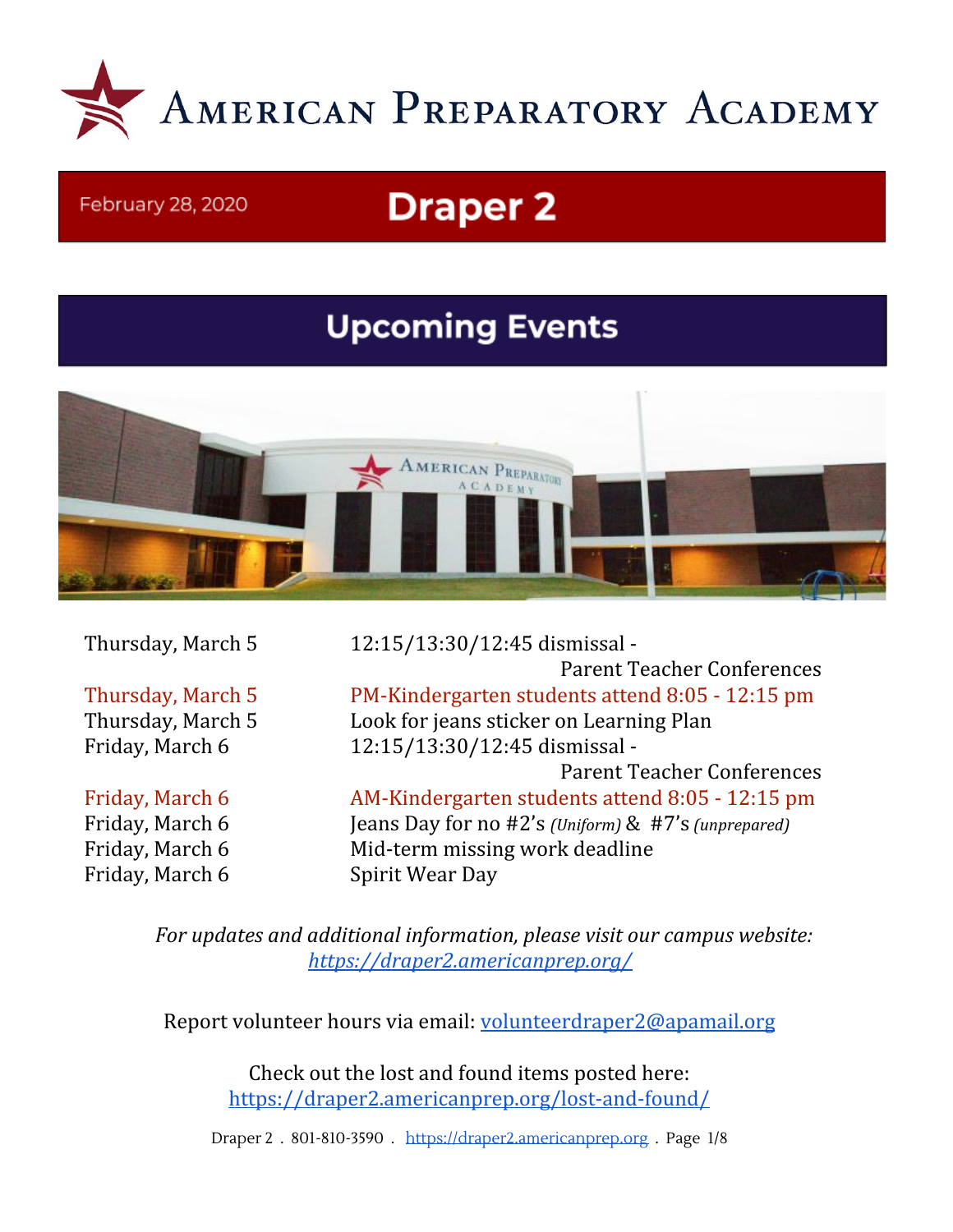# American Preparatory Academy

February 28, 2020

## Draper 2

## Upcoming Events

| | |
|---|---|
| Thursday, March 5 | 12:15/13:30/12:45 dismissal - Parent Teacher Conferences |
| Thursday, March 5 | PM-Kindergarten students attend 8:05 - 12:15 pm |
| Thursday, March 5 | Look for jeans sticker on Learning Plan |
| Friday, March 6 | 12:15/13:30/12:45 dismissal - Parent Teacher Conferences |
| Friday, March 6 | AM-Kindergarten students attend 8:05 - 12:15 pm |
| Friday, March 6 | Jeans Day for no #2's *(Uniform)* & #7's *(unprepared)* |
| Friday, March 6 | Mid-term missing work deadline |
| Friday, March 6 | Spirit Wear Day |

*For updates and additional information, please visit our campus website:* *https://draper2.americanprep.org/*

Report volunteer hours via email: volunteerdraper2@apamail.org

Check out the lost and found items posted here: https://draper2.americanprep.org/lost-and-found/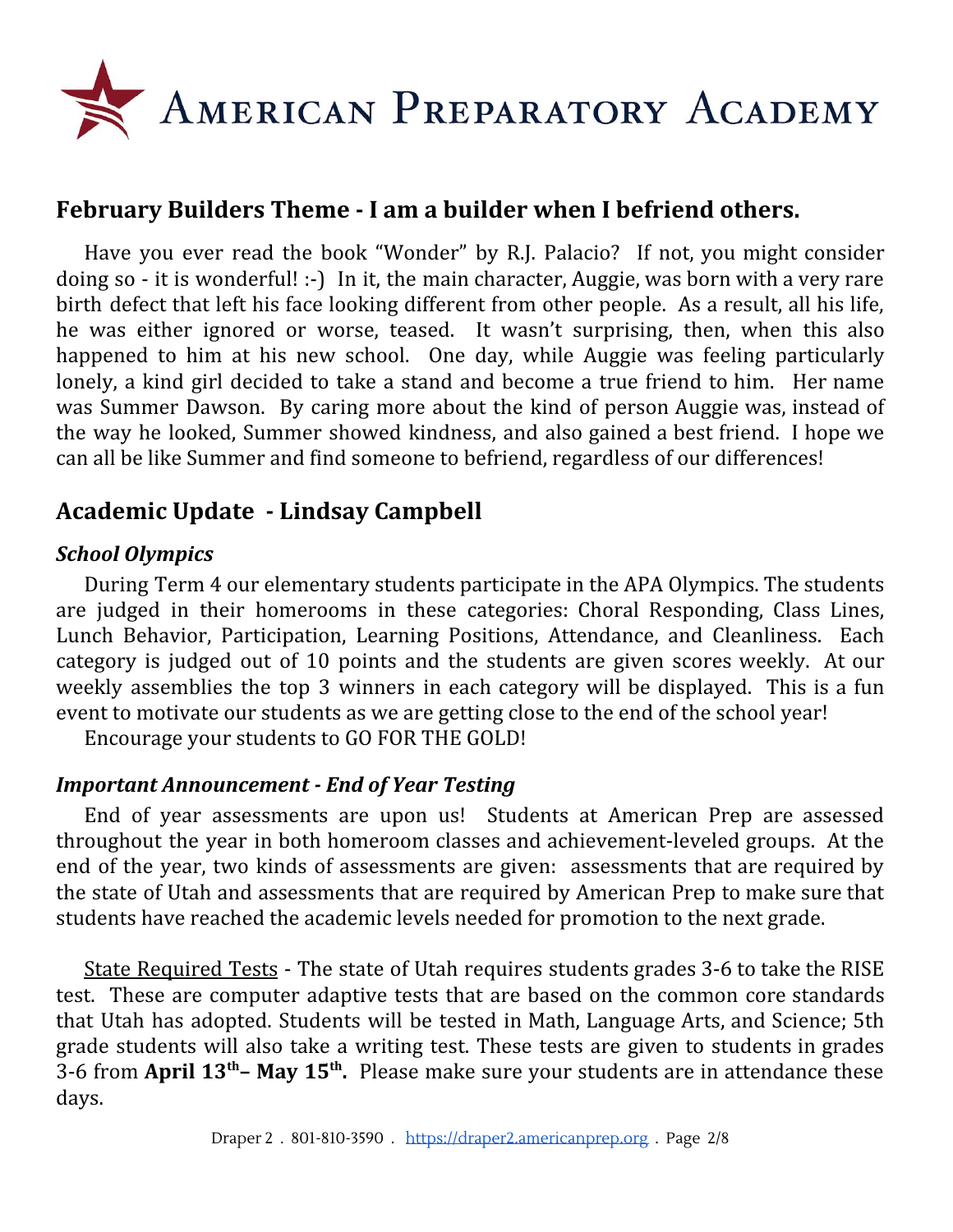# American Preparatory Academy

## February Builders Theme - I am a builder when I befriend others.

Have you ever read the book "Wonder" by R.J. Palacio? If not, you might consider doing so - it is wonderful! :-) In it, the main character, Auggie, was born with a very rare birth defect that left his face looking different from other people. As a result, all his life, he was either ignored or worse, teased. It wasn't surprising, then, when this also happened to him at his new school. One day, while Auggie was feeling particularly lonely, a kind girl decided to take a stand and become a true friend to him. Her name was Summer Dawson. By caring more about the kind of person Auggie was, instead of the way he looked, Summer showed kindness, and also gained a best friend. I hope we can all be like Summer and find someone to befriend, regardless of our differences!

## Academic Update - Lindsay Campbell

### *School Olympics*

During Term 4 our elementary students participate in the APA Olympics. The students are judged in their homerooms in these categories: Choral Responding, Class Lines, Lunch Behavior, Participation, Learning Positions, Attendance, and Cleanliness. Each category is judged out of 10 points and the students are given scores weekly. At our weekly assemblies the top 3 winners in each category will be displayed. This is a fun event to motivate our students as we are getting close to the end of the school year!

Encourage your students to GO FOR THE GOLD!

### *Important Announcement - End of Year Testing*

End of year assessments are upon us! Students at American Prep are assessed throughout the year in both homeroom classes and achievement-leveled groups. At the end of the year, two kinds of assessments are given: assessments that are required by the state of Utah and assessments that are required by American Prep to make sure that students have reached the academic levels needed for promotion to the next grade.

State Required Tests - The state of Utah requires students grades 3-6 to take the RISE test. These are computer adaptive tests that are based on the common core standards that Utah has adopted. Students will be tested in Math, Language Arts, and Science; 5th grade students will also take a writing test. These tests are given to students in grades 3-6 from **April 13th– May 15th.** Please make sure your students are in attendance these days.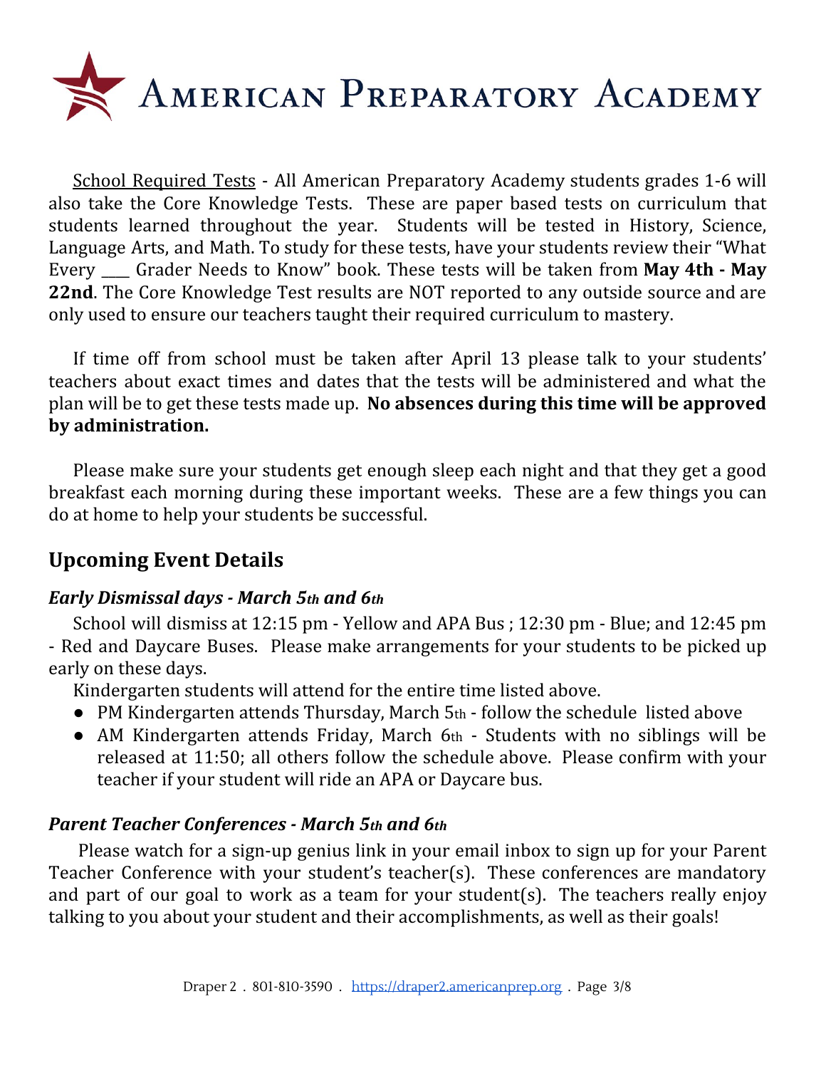# AMERICAN PREPARATORY ACADEMY

School Required Tests - All American Preparatory Academy students grades 1-6 will also take the Core Knowledge Tests. These are paper based tests on curriculum that students learned throughout the year. Students will be tested in History, Science, Language Arts, and Math. To study for these tests, have your students review their "What Every ____ Grader Needs to Know" book. These tests will be taken from **May 4th - May 22nd**. The Core Knowledge Test results are NOT reported to any outside source and are only used to ensure our teachers taught their required curriculum to mastery.

If time off from school must be taken after April 13 please talk to your students' teachers about exact times and dates that the tests will be administered and what the plan will be to get these tests made up. **No absences during this time will be approved by administration.**

Please make sure your students get enough sleep each night and that they get a good breakfast each morning during these important weeks. These are a few things you can do at home to help your students be successful.

## Upcoming Event Details

### *Early Dismissal days - March 5th and 6th*

School will dismiss at 12:15 pm - Yellow and APA Bus ; 12:30 pm - Blue; and 12:45 pm - Red and Daycare Buses. Please make arrangements for your students to be picked up early on these days.

Kindergarten students will attend for the entire time listed above.

- PM Kindergarten attends Thursday, March 5th - follow the schedule listed above
- AM Kindergarten attends Friday, March 6th - Students with no siblings will be released at 11:50; all others follow the schedule above. Please confirm with your teacher if your student will ride an APA or Daycare bus.

### *Parent Teacher Conferences - March 5th and 6th*

Please watch for a sign-up genius link in your email inbox to sign up for your Parent Teacher Conference with your student's teacher(s). These conferences are mandatory and part of our goal to work as a team for your student(s). The teachers really enjoy talking to you about your student and their accomplishments, as well as their goals!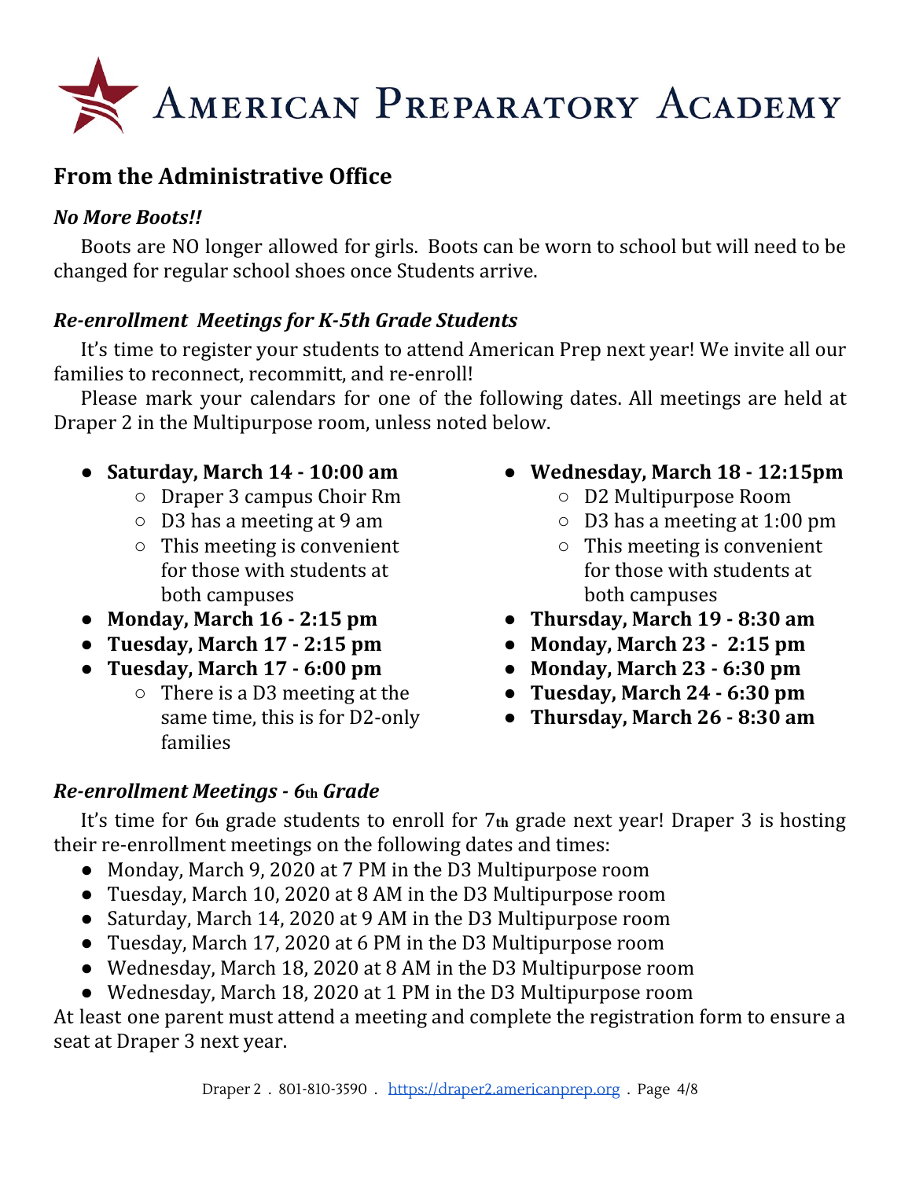# American Preparatory Academy

## From the Administrative Office

### *No More Boots!!*

Boots are NO longer allowed for girls.  Boots can be worn to school but will need to be changed for regular school shoes once Students arrive.

### *Re-enrollment  Meetings for K-5th Grade Students*

It's time to register your students to attend American Prep next year! We invite all our families to reconnect, recommitt, and re-enroll!

Please mark your calendars for one of the following dates. All meetings are held at Draper 2 in the Multipurpose room, unless noted below.

- **Saturday, March 14 - 10:00 am**
    - Draper 3 campus Choir Rm
    - D3 has a meeting at 9 am
    - This meeting is convenient for those with students at both campuses
- **Monday, March 16 - 2:15 pm**
- **Tuesday, March 17 - 2:15 pm**
- **Tuesday, March 17 - 6:00 pm**
    - There is a D3 meeting at the same time, this is for D2-only families
- **Wednesday, March 18 - 12:15pm**
    - D2 Multipurpose Room
    - D3 has a meeting at 1:00 pm
    - This meeting is convenient for those with students at both campuses
- **Thursday, March 19 - 8:30 am**
- **Monday, March 23 -  2:15 pm**
- **Monday, March 23 - 6:30 pm**
- **Tuesday, March 24 - 6:30 pm**
- **Thursday, March 26 - 8:30 am**

### *Re-enrollment Meetings - 6th Grade*

It's time for 6th grade students to enroll for 7th grade next year! Draper 3 is hosting their re-enrollment meetings on the following dates and times:

- Monday, March 9, 2020 at 7 PM in the D3 Multipurpose room
- Tuesday, March 10, 2020 at 8 AM in the D3 Multipurpose room
- Saturday, March 14, 2020 at 9 AM in the D3 Multipurpose room
- Tuesday, March 17, 2020 at 6 PM in the D3 Multipurpose room
- Wednesday, March 18, 2020 at 8 AM in the D3 Multipurpose room
- Wednesday, March 18, 2020 at 1 PM in the D3 Multipurpose room

At least one parent must attend a meeting and complete the registration form to ensure a seat at Draper 3 next year.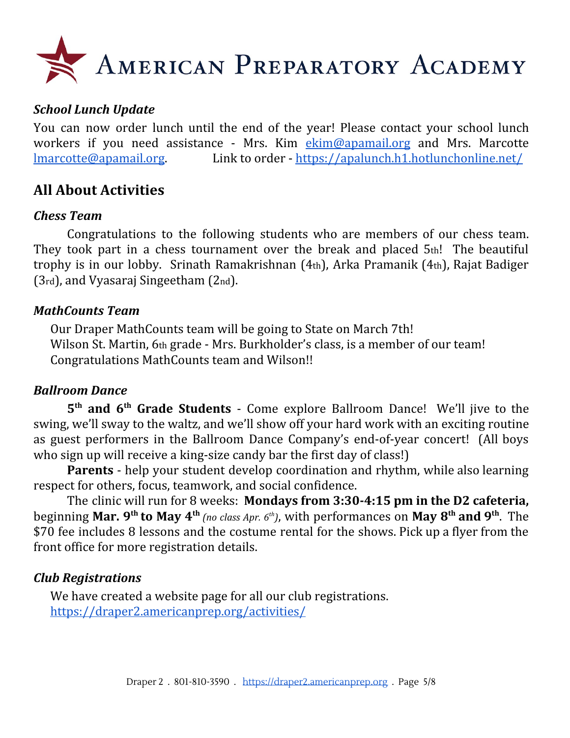# American Preparatory Academy

***School Lunch Update***

You can now order lunch until the end of the year! Please contact your school lunch workers if you need assistance - Mrs. Kim ekim@apamail.org and Mrs. Marcotte lmarcotte@apamail.org. Link to order - https://apalunch.h1.hotlunchonline.net/

## All About Activities

***Chess Team***

Congratulations to the following students who are members of our chess team. They took part in a chess tournament over the break and placed 5th! The beautiful trophy is in our lobby. Srinath Ramakrishnan (4th), Arka Pramanik (4th), Rajat Badiger (3rd), and Vyasaraj Singeetham (2nd).

***MathCounts Team***

Our Draper MathCounts team will be going to State on March 7th!
Wilson St. Martin, 6th grade - Mrs. Burkholder's class, is a member of our team!
Congratulations MathCounts team and Wilson!!

***Ballroom Dance***

**5th and 6th Grade Students** - Come explore Ballroom Dance! We'll jive to the swing, we'll sway to the waltz, and we'll show off your hard work with an exciting routine as guest performers in the Ballroom Dance Company's end-of-year concert! (All boys who sign up will receive a king-size candy bar the first day of class!)

**Parents** - help your student develop coordination and rhythm, while also learning respect for others, focus, teamwork, and social confidence.

The clinic will run for 8 weeks: **Mondays from 3:30-4:15 pm in the D2 cafeteria,** beginning **Mar. 9th to May 4th** *(no class Apr. 6th)*, with performances on **May 8th and 9th**. The $70 fee includes 8 lessons and the costume rental for the shows. Pick up a flyer from the front office for more registration details.

***Club Registrations***

We have created a website page for all our club registrations.
https://draper2.americanprep.org/activities/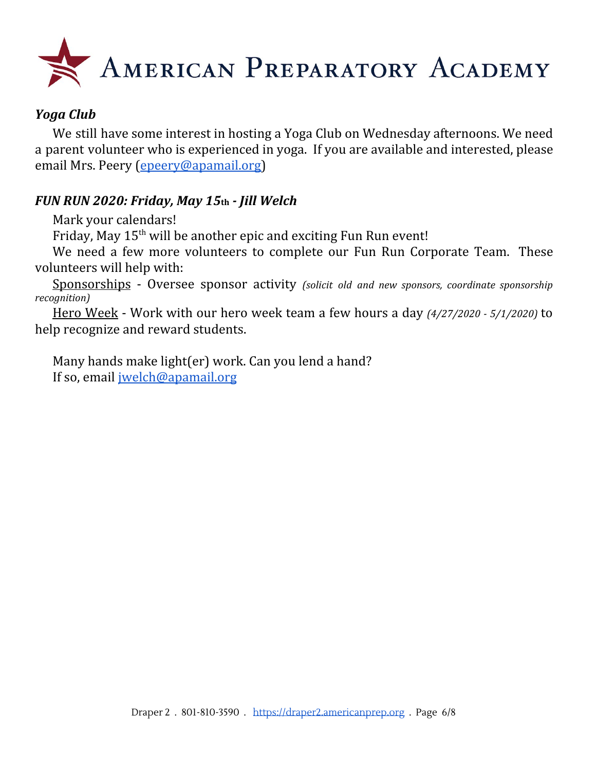### *Yoga Club*

We still have some interest in hosting a Yoga Club on Wednesday afternoons. We need a parent volunteer who is experienced in yoga. If you are available and interested, please email Mrs. Peery (epeery@apamail.org)

### *FUN RUN 2020: Friday, May 15th - Jill Welch*

Mark your calendars!

Friday, May 15th will be another epic and exciting Fun Run event!

We need a few more volunteers to complete our Fun Run Corporate Team. These volunteers will help with:

Sponsorships - Oversee sponsor activity *(solicit old and new sponsors, coordinate sponsorship recognition)*

Hero Week - Work with our hero week team a few hours a day *(4/27/2020 - 5/1/2020)* to help recognize and reward students.

Many hands make light(er) work. Can you lend a hand?

If so, email jwelch@apamail.org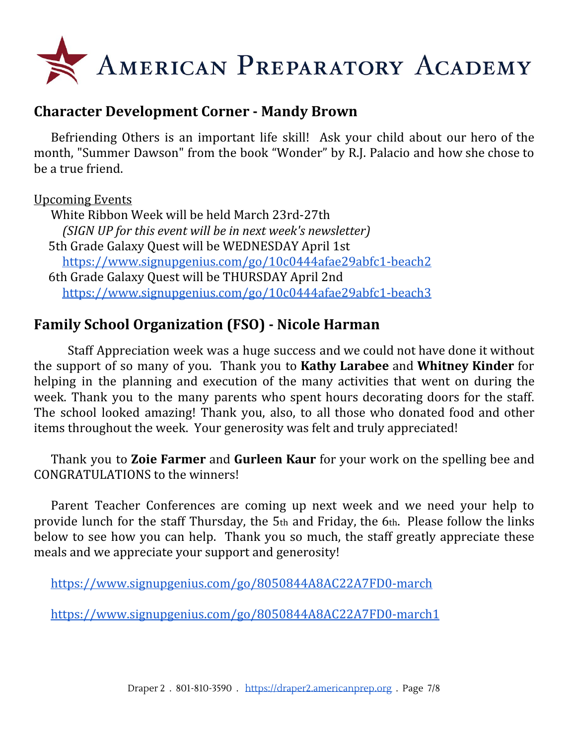# American Preparatory Academy

## Character Development Corner - Mandy Brown

Befriending Others is an important life skill! Ask your child about our hero of the month, "Summer Dawson" from the book "Wonder" by R.J. Palacio and how she chose to be a true friend.

Upcoming Events

White Ribbon Week will be held March 23rd-27th

*(SIGN UP for this event will be in next week's newsletter)*

5th Grade Galaxy Quest will be WEDNESDAY April 1st

https://www.signupgenius.com/go/10c0444afae29abfc1-beach2

6th Grade Galaxy Quest will be THURSDAY April 2nd

https://www.signupgenius.com/go/10c0444afae29abfc1-beach3

## Family School Organization (FSO) - Nicole Harman

Staff Appreciation week was a huge success and we could not have done it without the support of so many of you. Thank you to **Kathy Larabee** and **Whitney Kinder** for helping in the planning and execution of the many activities that went on during the week. Thank you to the many parents who spent hours decorating doors for the staff. The school looked amazing! Thank you, also, to all those who donated food and other items throughout the week. Your generosity was felt and truly appreciated!

Thank you to **Zoie Farmer** and **Gurleen Kaur** for your work on the spelling bee and CONGRATULATIONS to the winners!

Parent Teacher Conferences are coming up next week and we need your help to provide lunch for the staff Thursday, the 5th and Friday, the 6th. Please follow the links below to see how you can help. Thank you so much, the staff greatly appreciate these meals and we appreciate your support and generosity!

https://www.signupgenius.com/go/8050844A8AC22A7FD0-march

https://www.signupgenius.com/go/8050844A8AC22A7FD0-march1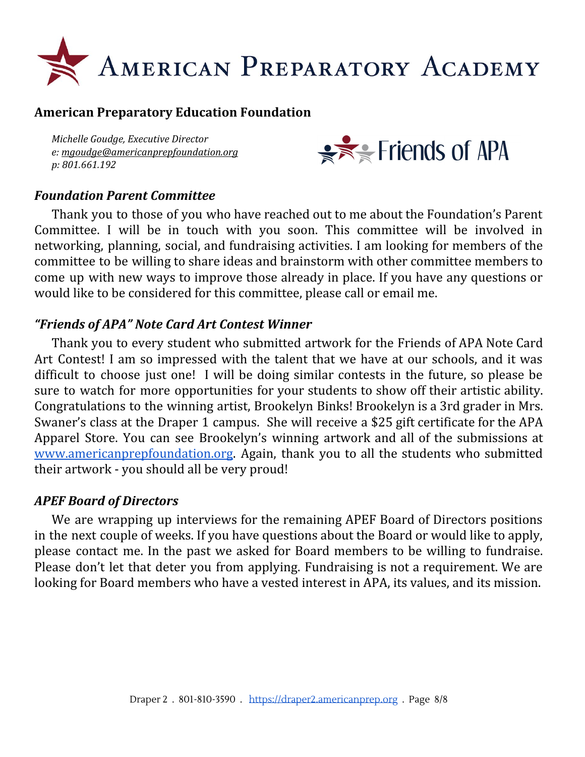# American Preparatory Academy

## American Preparatory Education Foundation

*Michelle Goudge, Executive Director*
*e: mgoudge@americanprepfoundation.org*
*p: 801.661.192*

Friends of APA

### *Foundation Parent Committee*

Thank you to those of you who have reached out to me about the Foundation's Parent Committee. I will be in touch with you soon. This committee will be involved in networking, planning, social, and fundraising activities. I am looking for members of the committee to be willing to share ideas and brainstorm with other committee members to come up with new ways to improve those already in place. If you have any questions or would like to be considered for this committee, please call or email me.

### *"Friends of APA" Note Card Art Contest Winner*

Thank you to every student who submitted artwork for the Friends of APA Note Card Art Contest! I am so impressed with the talent that we have at our schools, and it was difficult to choose just one! I will be doing similar contests in the future, so please be sure to watch for more opportunities for your students to show off their artistic ability. Congratulations to the winning artist, Brookelyn Binks! Brookelyn is a 3rd grader in Mrs. Swaner's class at the Draper 1 campus. She will receive a $25 gift certificate for the APA Apparel Store. You can see Brookelyn's winning artwork and all of the submissions at www.americanprepfoundation.org. Again, thank you to all the students who submitted their artwork - you should all be very proud!

### *APEF Board of Directors*

We are wrapping up interviews for the remaining APEF Board of Directors positions in the next couple of weeks. If you have questions about the Board or would like to apply, please contact me. In the past we asked for Board members to be willing to fundraise. Please don't let that deter you from applying. Fundraising is not a requirement. We are looking for Board members who have a vested interest in APA, its values, and its mission.